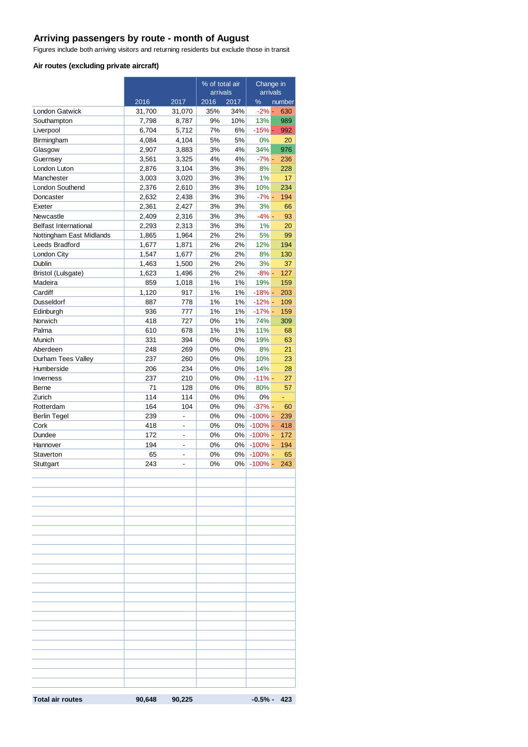## Arriving passengers by route - month of August

Figures include both arriving visitors and returning residents but exclude those in transit

### Air routes (excluding private aircraft)

| | | | % of total air arrivals | | Change in arrivals | |
|---|---|---|---|---|---|---|
| | 2016 | 2017 | 2016 | 2017 | % | number |
| London Gatwick | 31,700 | 31,070 | 35% | 34% | -2% | - 630 |
| Southampton | 7,798 | 8,787 | 9% | 10% | 13% | 989 |
| Liverpool | 6,704 | 5,712 | 7% | 6% | -15% | - 992 |
| Birmingham | 4,084 | 4,104 | 5% | 5% | 0% | 20 |
| Glasgow | 2,907 | 3,883 | 3% | 4% | 34% | 976 |
| Guernsey | 3,561 | 3,325 | 4% | 4% | -7% | - 236 |
| London Luton | 2,876 | 3,104 | 3% | 3% | 8% | 228 |
| Manchester | 3,003 | 3,020 | 3% | 3% | 1% | 17 |
| London Southend | 2,376 | 2,610 | 3% | 3% | 10% | 234 |
| Doncaster | 2,632 | 2,438 | 3% | 3% | -7% | - 194 |
| Exeter | 2,361 | 2,427 | 3% | 3% | 3% | 66 |
| Newcastle | 2,409 | 2,316 | 3% | 3% | -4% | - 93 |
| Belfast International | 2,293 | 2,313 | 3% | 3% | 1% | 20 |
| Nottingham East Midlands | 1,865 | 1,964 | 2% | 2% | 5% | 99 |
| Leeds Bradford | 1,677 | 1,871 | 2% | 2% | 12% | 194 |
| London City | 1,547 | 1,677 | 2% | 2% | 8% | 130 |
| Dublin | 1,463 | 1,500 | 2% | 2% | 3% | 37 |
| Bristol (Lulsgate) | 1,623 | 1,496 | 2% | 2% | -8% | - 127 |
| Madeira | 859 | 1,018 | 1% | 1% | 19% | 159 |
| Cardiff | 1,120 | 917 | 1% | 1% | -18% | - 203 |
| Dusseldorf | 887 | 778 | 1% | 1% | -12% | - 109 |
| Edinburgh | 936 | 777 | 1% | 1% | -17% | - 159 |
| Norwich | 418 | 727 | 0% | 1% | 74% | 309 |
| Palma | 610 | 678 | 1% | 1% | 11% | 68 |
| Munich | 331 | 394 | 0% | 0% | 19% | 63 |
| Aberdeen | 248 | 269 | 0% | 0% | 8% | 21 |
| Durham Tees Valley | 237 | 260 | 0% | 0% | 10% | 23 |
| Humberside | 206 | 234 | 0% | 0% | 14% | 28 |
| Inverness | 237 | 210 | 0% | 0% | -11% | - 27 |
| Berne | 71 | 128 | 0% | 0% | 80% | 57 |
| Zurich | 114 | 114 | 0% | 0% | 0% | - |
| Rotterdam | 164 | 104 | 0% | 0% | -37% | - 60 |
| Berlin Tegel | 239 | - | 0% | 0% | -100% | - 239 |
| Cork | 418 | - | 0% | 0% | -100% | - 418 |
| Dundee | 172 | - | 0% | 0% | -100% | - 172 |
| Hannover | 194 | - | 0% | 0% | -100% | - 194 |
| Staverton | 65 | - | 0% | 0% | -100% | - 65 |
| Stuttgart | 243 | - | 0% | 0% | -100% | - 243 |
| **Total air routes** | **90,648** | **90,225** | | | **-0.5%** | **- 423** |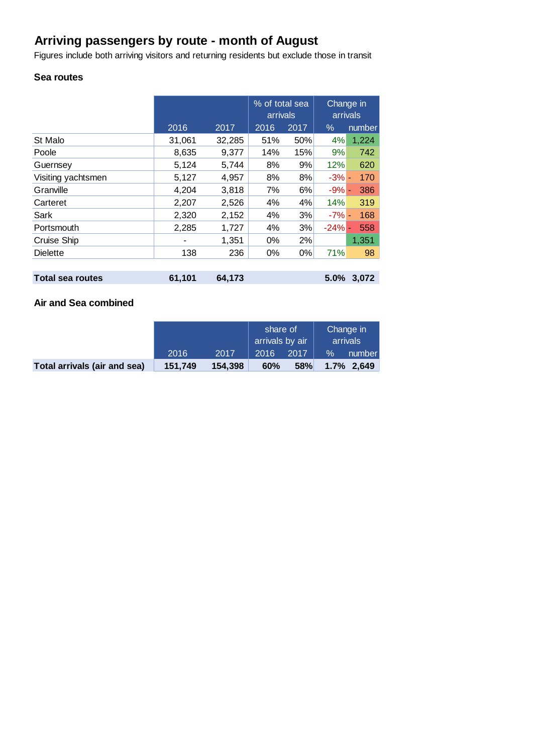# Arriving passengers by route - month of August

Figures include both arriving visitors and returning residents but exclude those in transit

### Sea routes

| | | | % of total sea arrivals | | Change in arrivals | |
|---|---|---|---|---|---|---|
| | 2016 | 2017 | 2016 | 2017 | % | number |
| St Malo | 31,061 | 32,285 | 51% | 50% | 4% | 1,224 |
| Poole | 8,635 | 9,377 | 14% | 15% | 9% | 742 |
| Guernsey | 5,124 | 5,744 | 8% | 9% | 12% | 620 |
| Visiting yachtsmen | 5,127 | 4,957 | 8% | 8% | -3% | - 170 |
| Granville | 4,204 | 3,818 | 7% | 6% | -9% | - 386 |
| Carteret | 2,207 | 2,526 | 4% | 4% | 14% | 319 |
| Sark | 2,320 | 2,152 | 4% | 3% | -7% | - 168 |
| Portsmouth | 2,285 | 1,727 | 4% | 3% | -24% | - 558 |
| Cruise Ship | - | 1,351 | 0% | 2% | | 1,351 |
| Dielette | 138 | 236 | 0% | 0% | 71% | 98 |
| **Total sea routes** | **61,101** | **64,173** | | | **5.0%** | **3,072** |

### Air and Sea combined

| | | | share of arrivals by air | | Change in arrivals | |
|---|---|---|---|---|---|---|
| | 2016 | 2017 | 2016 | 2017 | % | number |
| **Total arrivals (air and sea)** | **151,749** | **154,398** | **60%** | **58%** | **1.7%** | **2,649** |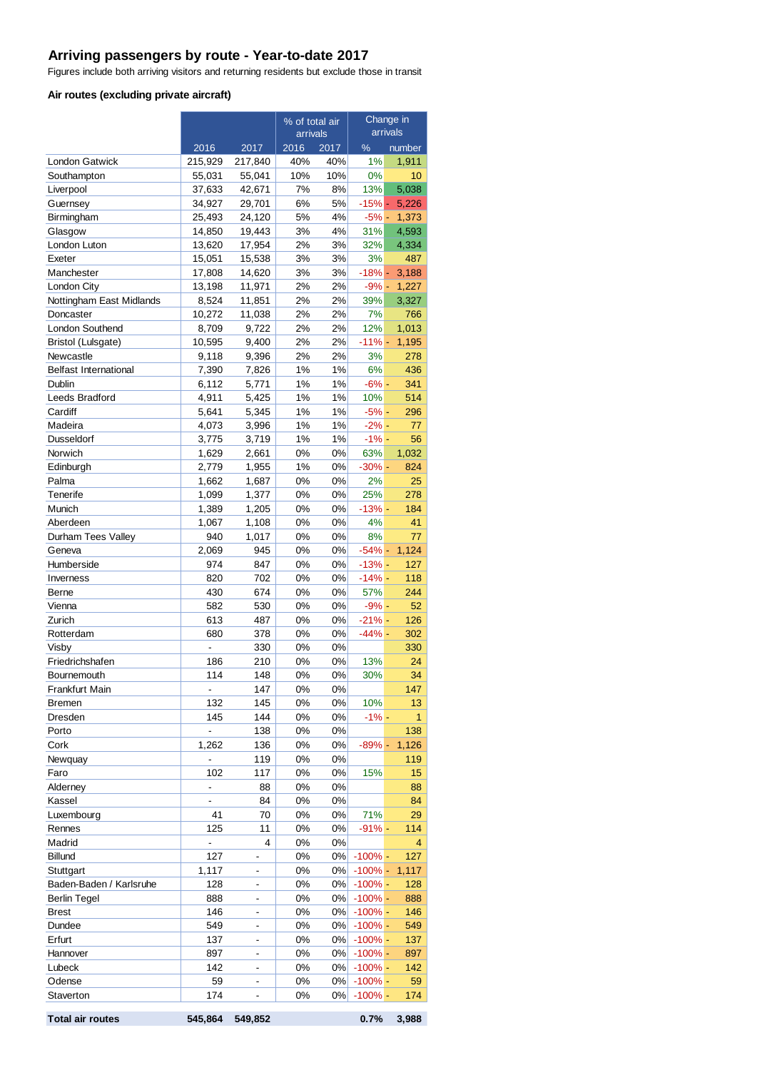## Arriving passengers by route - Year-to-date 2017

Figures include both arriving visitors and returning residents but exclude those in transit

### Air routes (excluding private aircraft)

| | | | % of total air arrivals | | Change in arrivals | |
|---|---|---|---|---|---|---|
| | 2016 | 2017 | 2016 | 2017 | % | number |
| London Gatwick | 215,929 | 217,840 | 40% | 40% | 1% | 1,911 |
| Southampton | 55,031 | 55,041 | 10% | 10% | 0% | 10 |
| Liverpool | 37,633 | 42,671 | 7% | 8% | 13% | 5,038 |
| Guernsey | 34,927 | 29,701 | 6% | 5% | -15% | - 5,226 |
| Birmingham | 25,493 | 24,120 | 5% | 4% | -5% | - 1,373 |
| Glasgow | 14,850 | 19,443 | 3% | 4% | 31% | 4,593 |
| London Luton | 13,620 | 17,954 | 2% | 3% | 32% | 4,334 |
| Exeter | 15,051 | 15,538 | 3% | 3% | 3% | 487 |
| Manchester | 17,808 | 14,620 | 3% | 3% | -18% | - 3,188 |
| London City | 13,198 | 11,971 | 2% | 2% | -9% | - 1,227 |
| Nottingham East Midlands | 8,524 | 11,851 | 2% | 2% | 39% | 3,327 |
| Doncaster | 10,272 | 11,038 | 2% | 2% | 7% | 766 |
| London Southend | 8,709 | 9,722 | 2% | 2% | 12% | 1,013 |
| Bristol (Lulsgate) | 10,595 | 9,400 | 2% | 2% | -11% | - 1,195 |
| Newcastle | 9,118 | 9,396 | 2% | 2% | 3% | 278 |
| Belfast International | 7,390 | 7,826 | 1% | 1% | 6% | 436 |
| Dublin | 6,112 | 5,771 | 1% | 1% | -6% | - 341 |
| Leeds Bradford | 4,911 | 5,425 | 1% | 1% | 10% | 514 |
| Cardiff | 5,641 | 5,345 | 1% | 1% | -5% | - 296 |
| Madeira | 4,073 | 3,996 | 1% | 1% | -2% | - 77 |
| Dusseldorf | 3,775 | 3,719 | 1% | 1% | -1% | - 56 |
| Norwich | 1,629 | 2,661 | 0% | 0% | 63% | 1,032 |
| Edinburgh | 2,779 | 1,955 | 1% | 0% | -30% | - 824 |
| Palma | 1,662 | 1,687 | 0% | 0% | 2% | 25 |
| Tenerife | 1,099 | 1,377 | 0% | 0% | 25% | 278 |
| Munich | 1,389 | 1,205 | 0% | 0% | -13% | - 184 |
| Aberdeen | 1,067 | 1,108 | 0% | 0% | 4% | 41 |
| Durham Tees Valley | 940 | 1,017 | 0% | 0% | 8% | 77 |
| Geneva | 2,069 | 945 | 0% | 0% | -54% | - 1,124 |
| Humberside | 974 | 847 | 0% | 0% | -13% | - 127 |
| Inverness | 820 | 702 | 0% | 0% | -14% | - 118 |
| Berne | 430 | 674 | 0% | 0% | 57% | 244 |
| Vienna | 582 | 530 | 0% | 0% | -9% | - 52 |
| Zurich | 613 | 487 | 0% | 0% | -21% | - 126 |
| Rotterdam | 680 | 378 | 0% | 0% | -44% | - 302 |
| Visby | - | 330 | 0% | 0% | | 330 |
| Friedrichshafen | 186 | 210 | 0% | 0% | 13% | 24 |
| Bournemouth | 114 | 148 | 0% | 0% | 30% | 34 |
| Frankfurt Main | - | 147 | 0% | 0% | | 147 |
| Bremen | 132 | 145 | 0% | 0% | 10% | 13 |
| Dresden | 145 | 144 | 0% | 0% | -1% | - 1 |
| Porto | - | 138 | 0% | 0% | | 138 |
| Cork | 1,262 | 136 | 0% | 0% | -89% | - 1,126 |
| Newquay | - | 119 | 0% | 0% | | 119 |
| Faro | 102 | 117 | 0% | 0% | 15% | 15 |
| Alderney | - | 88 | 0% | 0% | | 88 |
| Kassel | - | 84 | 0% | 0% | | 84 |
| Luxembourg | 41 | 70 | 0% | 0% | 71% | 29 |
| Rennes | 125 | 11 | 0% | 0% | -91% | - 114 |
| Madrid | - | 4 | 0% | 0% | | 4 |
| Billund | 127 | - | 0% | 0% | -100% | - 127 |
| Stuttgart | 1,117 | - | 0% | 0% | -100% | - 1,117 |
| Baden-Baden / Karlsruhe | 128 | - | 0% | 0% | -100% | - 128 |
| Berlin Tegel | 888 | - | 0% | 0% | -100% | - 888 |
| Brest | 146 | - | 0% | 0% | -100% | - 146 |
| Dundee | 549 | - | 0% | 0% | -100% | - 549 |
| Erfurt | 137 | - | 0% | 0% | -100% | - 137 |
| Hannover | 897 | - | 0% | 0% | -100% | - 897 |
| Lubeck | 142 | - | 0% | 0% | -100% | - 142 |
| Odense | 59 | - | 0% | 0% | -100% | - 59 |
| Staverton | 174 | - | 0% | 0% | -100% | - 174 |
| **Total air routes** | **545,864** | **549,852** | | | **0.7%** | **3,988** |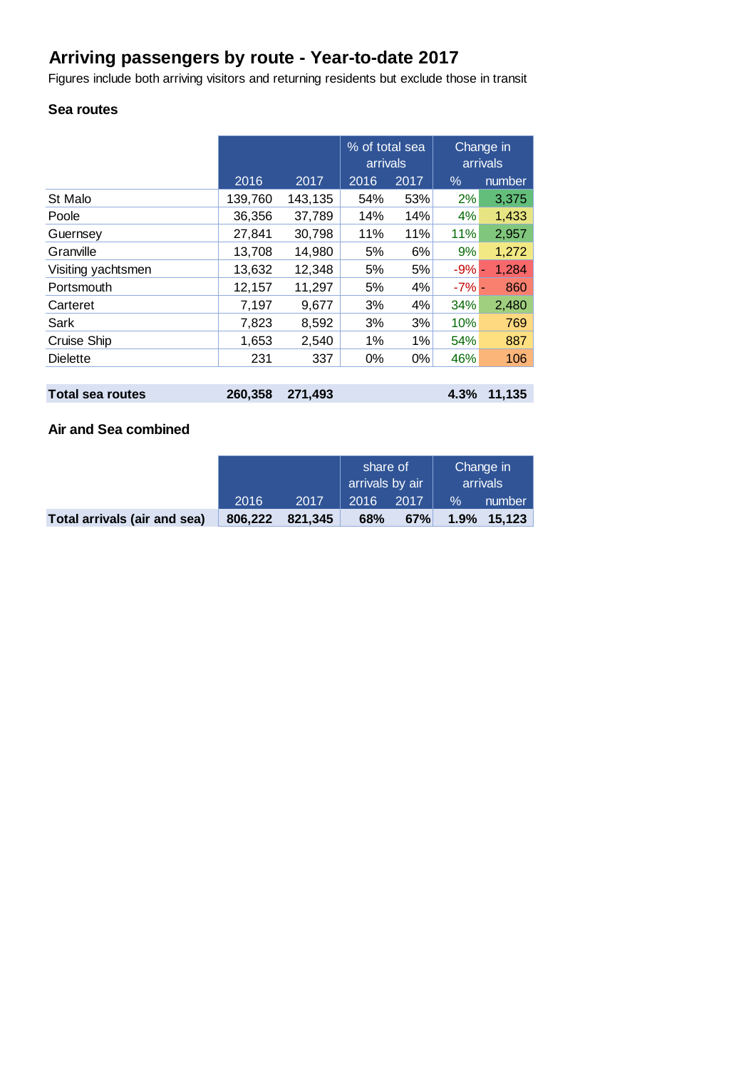# Arriving passengers by route - Year-to-date 2017

Figures include both arriving visitors and returning residents but exclude those in transit

### Sea routes

| | | | % of total sea arrivals | | Change in arrivals | |
|---|---|---|---|---|---|---|
| | 2016 | 2017 | 2016 | 2017 | % | number |
| St Malo | 139,760 | 143,135 | 54% | 53% | 2% | 3,375 |
| Poole | 36,356 | 37,789 | 14% | 14% | 4% | 1,433 |
| Guernsey | 27,841 | 30,798 | 11% | 11% | 11% | 2,957 |
| Granville | 13,708 | 14,980 | 5% | 6% | 9% | 1,272 |
| Visiting yachtsmen | 13,632 | 12,348 | 5% | 5% | -9% | - 1,284 |
| Portsmouth | 12,157 | 11,297 | 5% | 4% | -7% | - 860 |
| Carteret | 7,197 | 9,677 | 3% | 4% | 34% | 2,480 |
| Sark | 7,823 | 8,592 | 3% | 3% | 10% | 769 |
| Cruise Ship | 1,653 | 2,540 | 1% | 1% | 54% | 887 |
| Dielette | 231 | 337 | 0% | 0% | 46% | 106 |
| **Total sea routes** | **260,358** | **271,493** | | | **4.3%** | **11,135** |

### Air and Sea combined

| | | | share of arrivals by air | | Change in arrivals | |
|---|---|---|---|---|---|---|
| | 2016 | 2017 | 2016 | 2017 | % | number |
| **Total arrivals (air and sea)** | **806,222** | **821,345** | **68%** | **67%** | **1.9%** | **15,123** |